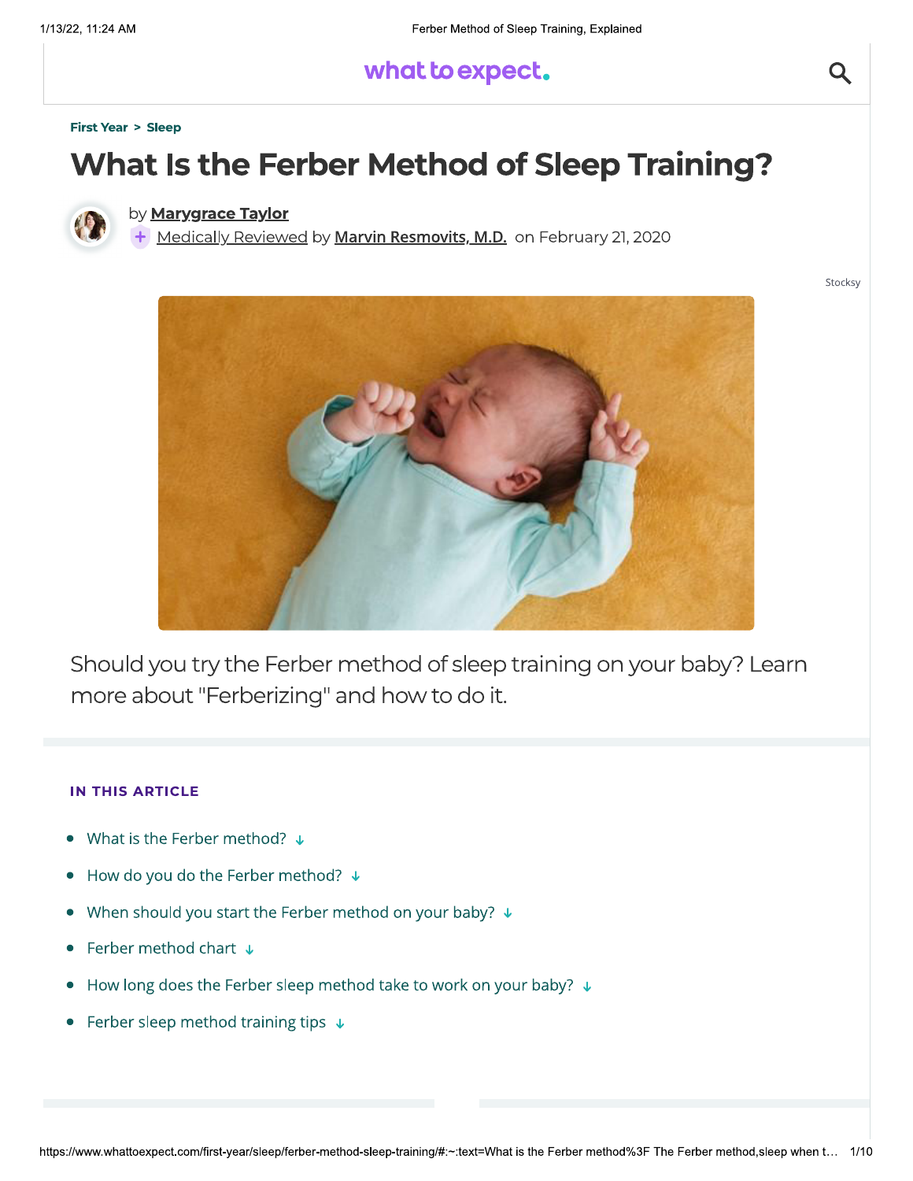First Year > Sleep

# What Is the Ferber Method of Sleep Training?

by **Marygrace Taylor**
Medically Reviewed by **Marvin Resmovits, M.D.** on February 21, 2020

Stocksy

Should you try the Ferber method of sleep training on your baby? Learn more about "Ferberizing" and how to do it.

**IN THIS ARTICLE**

- What is the Ferber method? ↓
- How do you do the Ferber method? ↓
- When should you start the Ferber method on your baby? ↓
- Ferber method chart ↓
- How long does the Ferber sleep method take to work on your baby? ↓
- Ferber sleep method training tips ↓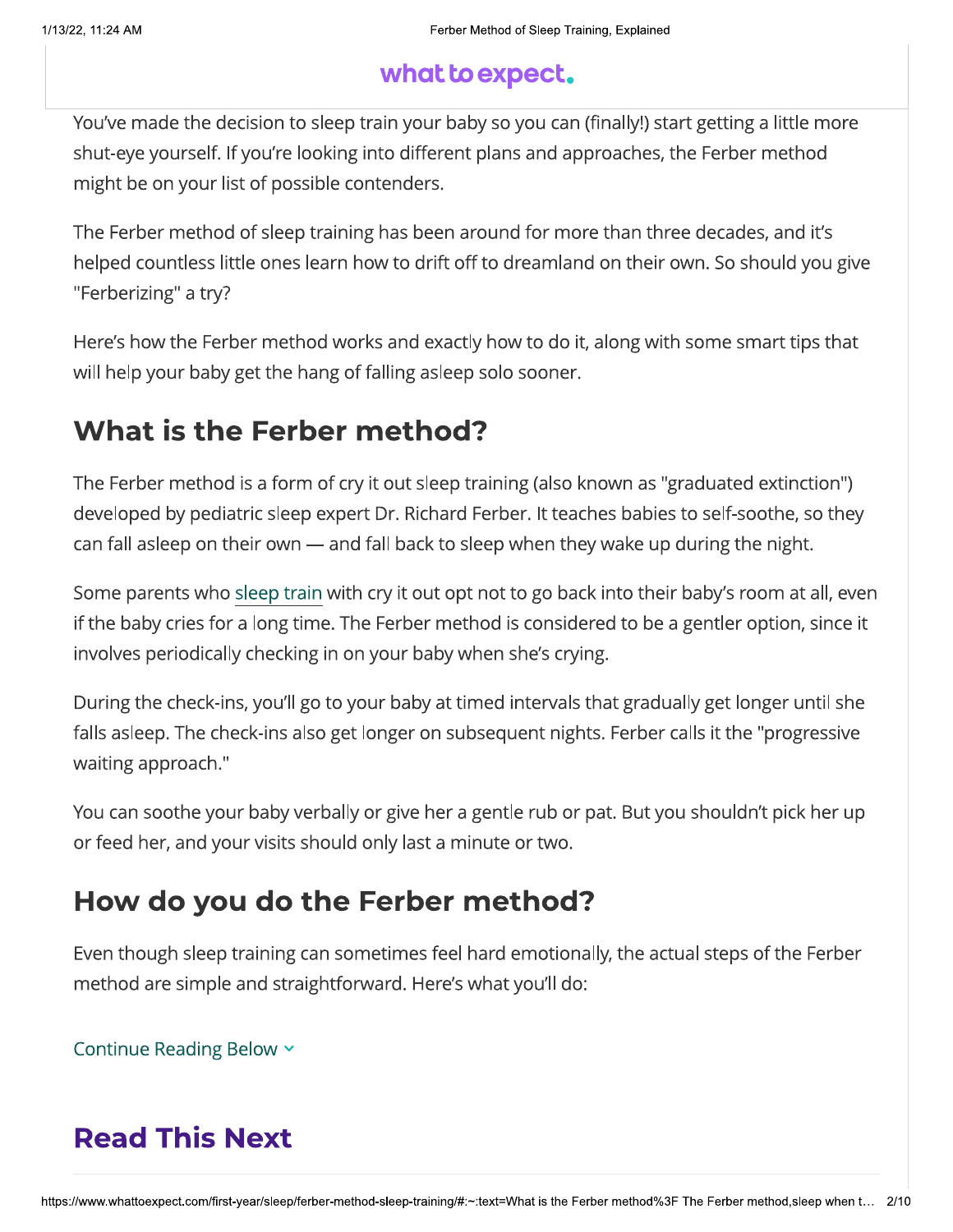You've made the decision to sleep train your baby so you can (finally!) start getting a little more shut-eye yourself. If you're looking into different plans and approaches, the Ferber method might be on your list of possible contenders.

The Ferber method of sleep training has been around for more than three decades, and it's helped countless little ones learn how to drift off to dreamland on their own. So should you give "Ferberizing" a try?

Here's how the Ferber method works and exactly how to do it, along with some smart tips that will help your baby get the hang of falling asleep solo sooner.

## What is the Ferber method?

The Ferber method is a form of cry it out sleep training (also known as "graduated extinction") developed by pediatric sleep expert Dr. Richard Ferber. It teaches babies to self-soothe, so they can fall asleep on their own — and fall back to sleep when they wake up during the night.

Some parents who sleep train with cry it out opt not to go back into their baby's room at all, even if the baby cries for a long time. The Ferber method is considered to be a gentler option, since it involves periodically checking in on your baby when she's crying.

During the check-ins, you'll go to your baby at timed intervals that gradually get longer until she falls asleep. The check-ins also get longer on subsequent nights. Ferber calls it the "progressive waiting approach."

You can soothe your baby verbally or give her a gentle rub or pat. But you shouldn't pick her up or feed her, and your visits should only last a minute or two.

## How do you do the Ferber method?

Even though sleep training can sometimes feel hard emotionally, the actual steps of the Ferber method are simple and straightforward. Here's what you'll do:

Continue Reading Below

## Read This Next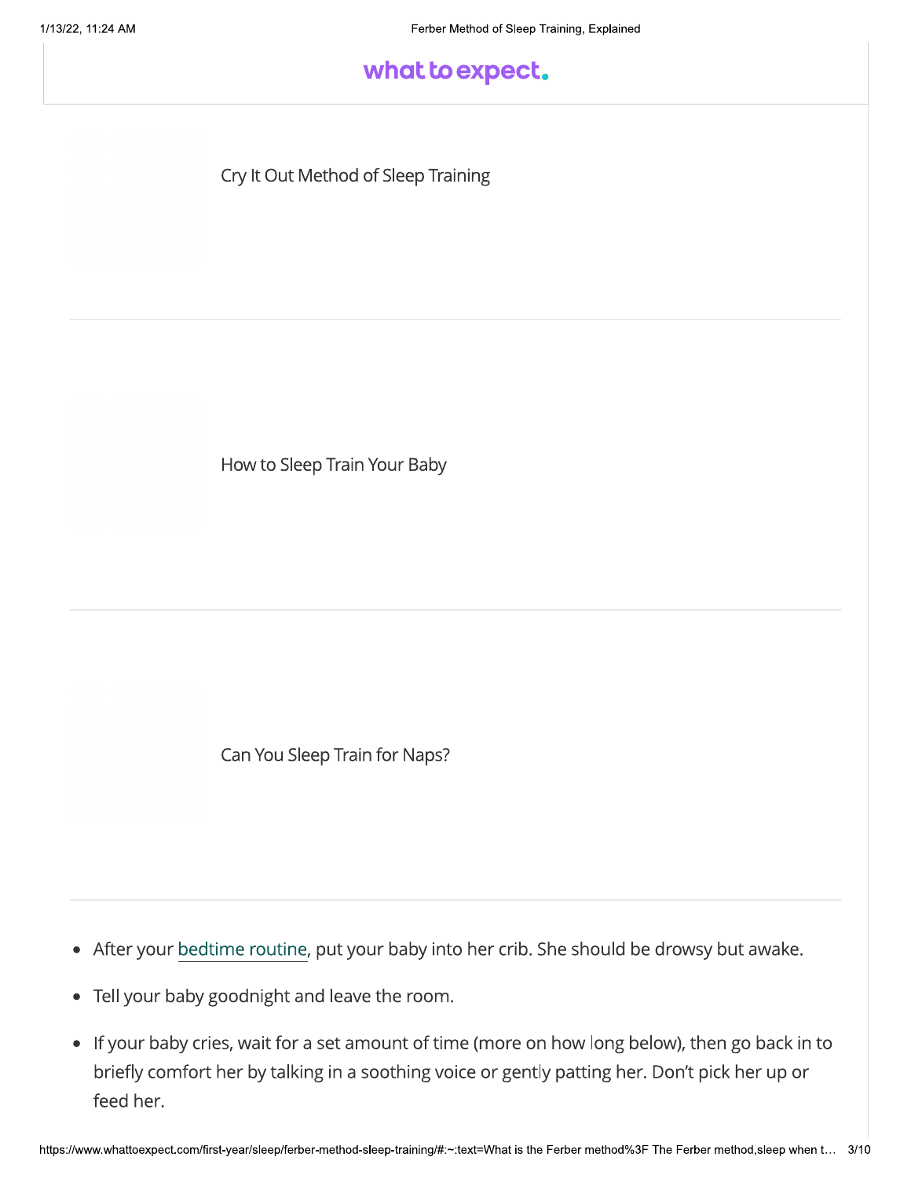Cry It Out Method of Sleep Training

How to Sleep Train Your Baby

Can You Sleep Train for Naps?

- After your bedtime routine, put your baby into her crib. She should be drowsy but awake.
- Tell your baby goodnight and leave the room.
- If your baby cries, wait for a set amount of time (more on how long below), then go back in to briefly comfort her by talking in a soothing voice or gently patting her. Don't pick her up or feed her.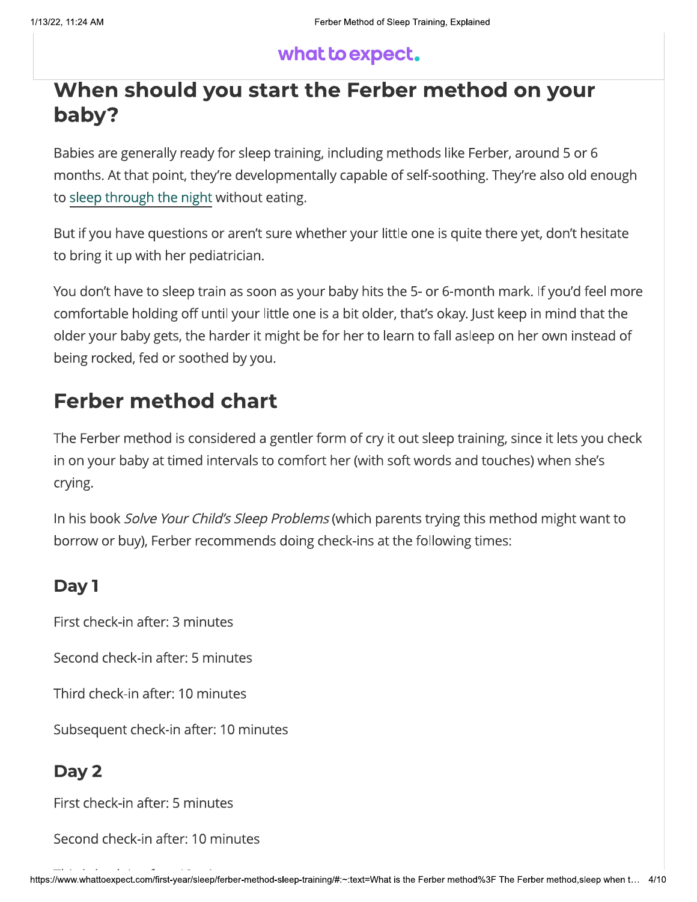## When should you start the Ferber method on your baby?

Babies are generally ready for sleep training, including methods like Ferber, around 5 or 6 months. At that point, they're developmentally capable of self-soothing. They're also old enough to sleep through the night without eating.

But if you have questions or aren't sure whether your little one is quite there yet, don't hesitate to bring it up with her pediatrician.

You don't have to sleep train as soon as your baby hits the 5- or 6-month mark. If you'd feel more comfortable holding off until your little one is a bit older, that's okay. Just keep in mind that the older your baby gets, the harder it might be for her to learn to fall asleep on her own instead of being rocked, fed or soothed by you.

## Ferber method chart

The Ferber method is considered a gentler form of cry it out sleep training, since it lets you check in on your baby at timed intervals to comfort her (with soft words and touches) when she's crying.

In his book *Solve Your Child's Sleep Problems* (which parents trying this method might want to borrow or buy), Ferber recommends doing check-ins at the following times:

### Day 1

First check-in after: 3 minutes

Second check-in after: 5 minutes

Third check-in after: 10 minutes

Subsequent check-in after: 10 minutes

### Day 2

First check-in after: 5 minutes

Second check-in after: 10 minutes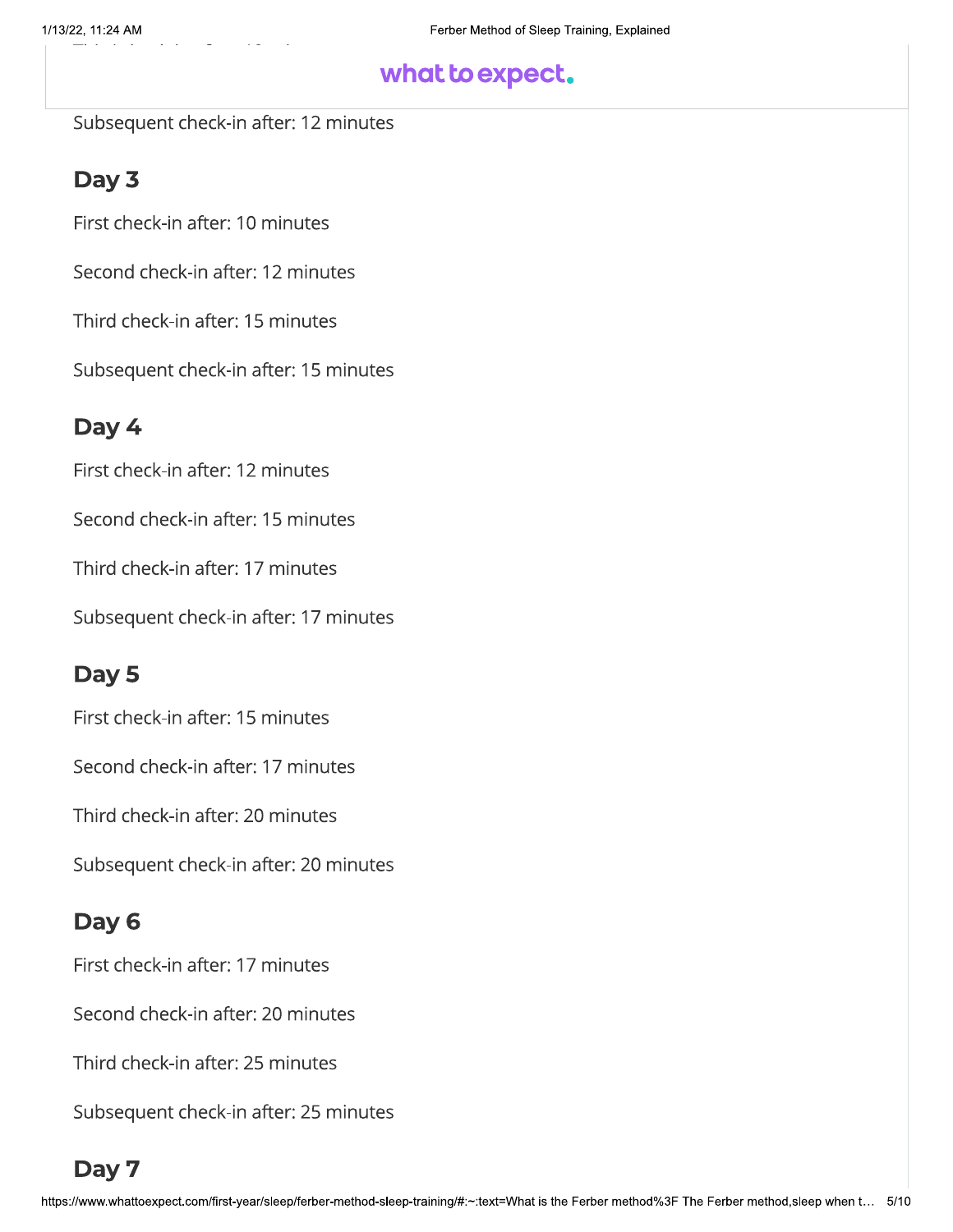Subsequent check-in after: 12 minutes

## Day 3

First check-in after: 10 minutes

Second check-in after: 12 minutes

Third check-in after: 15 minutes

Subsequent check-in after: 15 minutes

## Day 4

First check-in after: 12 minutes

Second check-in after: 15 minutes

Third check-in after: 17 minutes

Subsequent check-in after: 17 minutes

## Day 5

First check-in after: 15 minutes

Second check-in after: 17 minutes

Third check-in after: 20 minutes

Subsequent check-in after: 20 minutes

## Day 6

First check-in after: 17 minutes

Second check-in after: 20 minutes

Third check-in after: 25 minutes

Subsequent check-in after: 25 minutes

## Day 7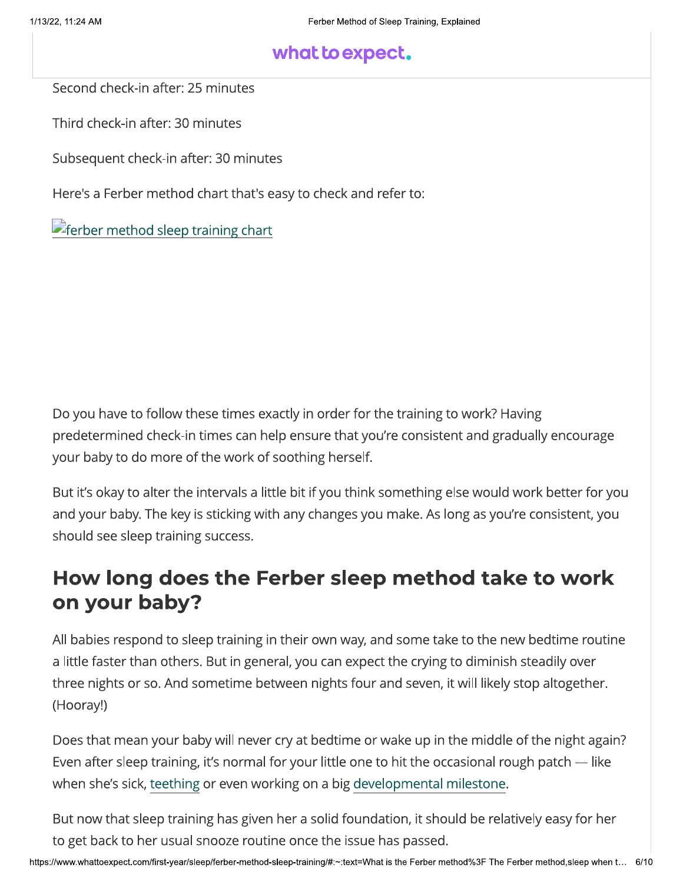Second check-in after: 25 minutes

Third check-in after: 30 minutes

Subsequent check-in after: 30 minutes

Here's a Ferber method chart that's easy to check and refer to:

ferber method sleep training chart

Do you have to follow these times exactly in order for the training to work? Having predetermined check-in times can help ensure that you're consistent and gradually encourage your baby to do more of the work of soothing herself.

But it's okay to alter the intervals a little bit if you think something else would work better for you and your baby. The key is sticking with any changes you make. As long as you're consistent, you should see sleep training success.

## How long does the Ferber sleep method take to work on your baby?

All babies respond to sleep training in their own way, and some take to the new bedtime routine a little faster than others. But in general, you can expect the crying to diminish steadily over three nights or so. And sometime between nights four and seven, it will likely stop altogether. (Hooray!)

Does that mean your baby will never cry at bedtime or wake up in the middle of the night again? Even after sleep training, it's normal for your little one to hit the occasional rough patch — like when she's sick, teething or even working on a big developmental milestone.

But now that sleep training has given her a solid foundation, it should be relatively easy for her to get back to her usual snooze routine once the issue has passed.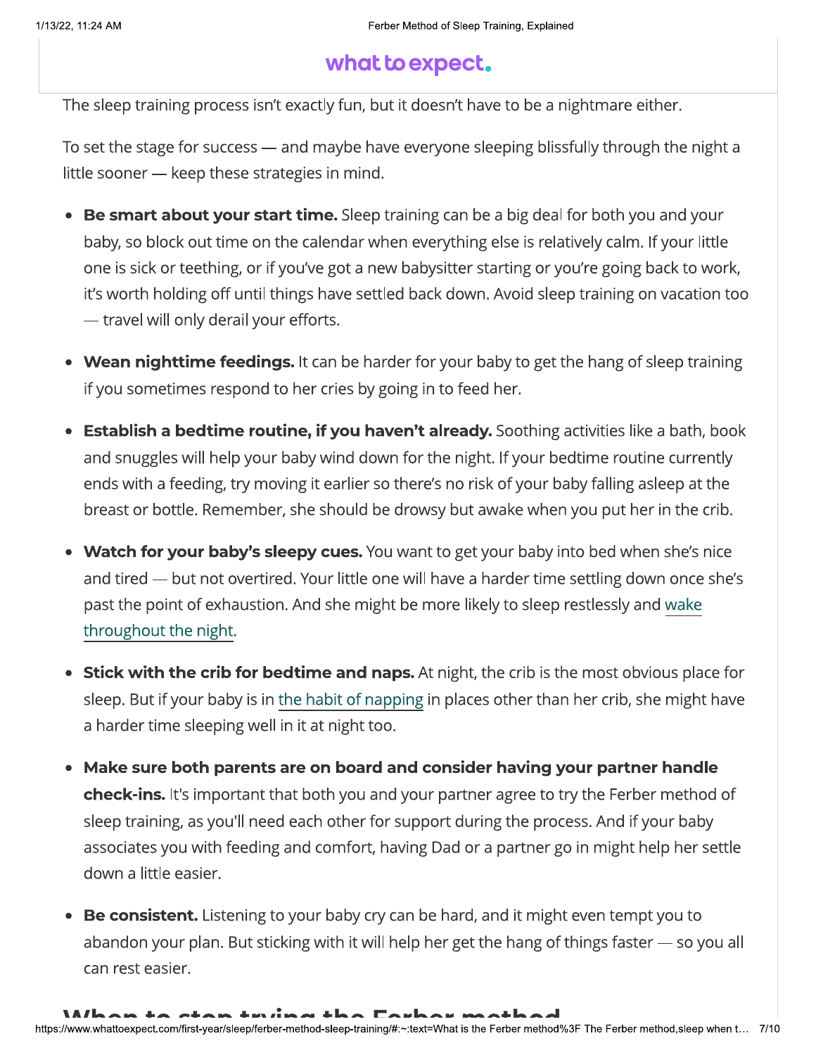The sleep training process isn't exactly fun, but it doesn't have to be a nightmare either.

To set the stage for success — and maybe have everyone sleeping blissfully through the night a little sooner — keep these strategies in mind.

- **Be smart about your start time.** Sleep training can be a big deal for both you and your baby, so block out time on the calendar when everything else is relatively calm. If your little one is sick or teething, or if you've got a new babysitter starting or you're going back to work, it's worth holding off until things have settled back down. Avoid sleep training on vacation too — travel will only derail your efforts.
- **Wean nighttime feedings.** It can be harder for your baby to get the hang of sleep training if you sometimes respond to her cries by going in to feed her.
- **Establish a bedtime routine, if you haven't already.** Soothing activities like a bath, book and snuggles will help your baby wind down for the night. If your bedtime routine currently ends with a feeding, try moving it earlier so there's no risk of your baby falling asleep at the breast or bottle. Remember, she should be drowsy but awake when you put her in the crib.
- **Watch for your baby's sleepy cues.** You want to get your baby into bed when she's nice and tired — but not overtired. Your little one will have a harder time settling down once she's past the point of exhaustion. And she might be more likely to sleep restlessly and wake throughout the night.
- **Stick with the crib for bedtime and naps.** At night, the crib is the most obvious place for sleep. But if your baby is in the habit of napping in places other than her crib, she might have a harder time sleeping well in it at night too.
- **Make sure both parents are on board and consider having your partner handle check-ins.** It's important that both you and your partner agree to try the Ferber method of sleep training, as you'll need each other for support during the process. And if your baby associates you with feeding and comfort, having Dad or a partner go in might help her settle down a little easier.
- **Be consistent.** Listening to your baby cry can be hard, and it might even tempt you to abandon your plan. But sticking with it will help her get the hang of things faster — so you all can rest easier.

## When to stop trying the Ferber method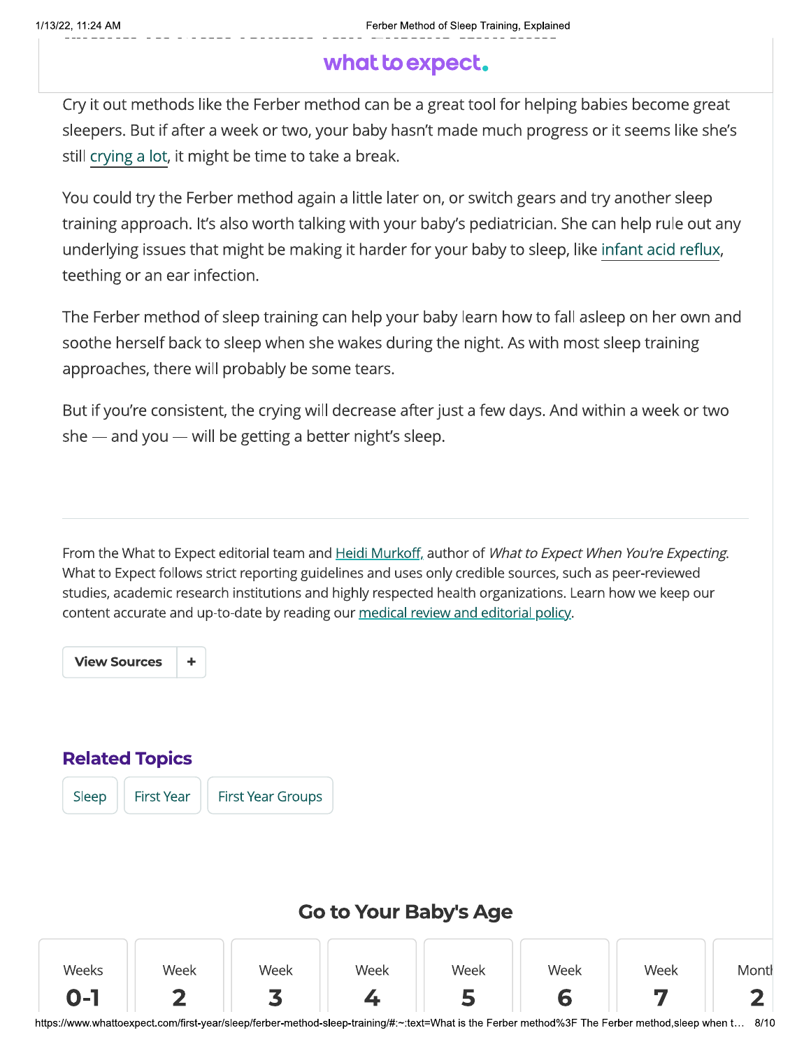Cry it out methods like the Ferber method can be a great tool for helping babies become great sleepers. But if after a week or two, your baby hasn't made much progress or it seems like she's still crying a lot, it might be time to take a break.

You could try the Ferber method again a little later on, or switch gears and try another sleep training approach. It's also worth talking with your baby's pediatrician. She can help rule out any underlying issues that might be making it harder for your baby to sleep, like infant acid reflux, teething or an ear infection.

The Ferber method of sleep training can help your baby learn how to fall asleep on her own and soothe herself back to sleep when she wakes during the night. As with most sleep training approaches, there will probably be some tears.

But if you're consistent, the crying will decrease after just a few days. And within a week or two she — and you — will be getting a better night's sleep.

---

From the What to Expect editorial team and Heidi Murkoff, author of *What to Expect When You're Expecting*. What to Expect follows strict reporting guidelines and uses only credible sources, such as peer-reviewed studies, academic research institutions and highly respected health organizations. Learn how we keep our content accurate and up-to-date by reading our medical review and editorial policy.

View Sources +

## Related Topics

Sleep | First Year | First Year Groups

## Go to Your Baby's Age

| Weeks 0-1 | Week 2 | Week 3 | Week 4 | Week 5 | Week 6 | Week 7 | Month 2 |
|---|---|---|---|---|---|---|---|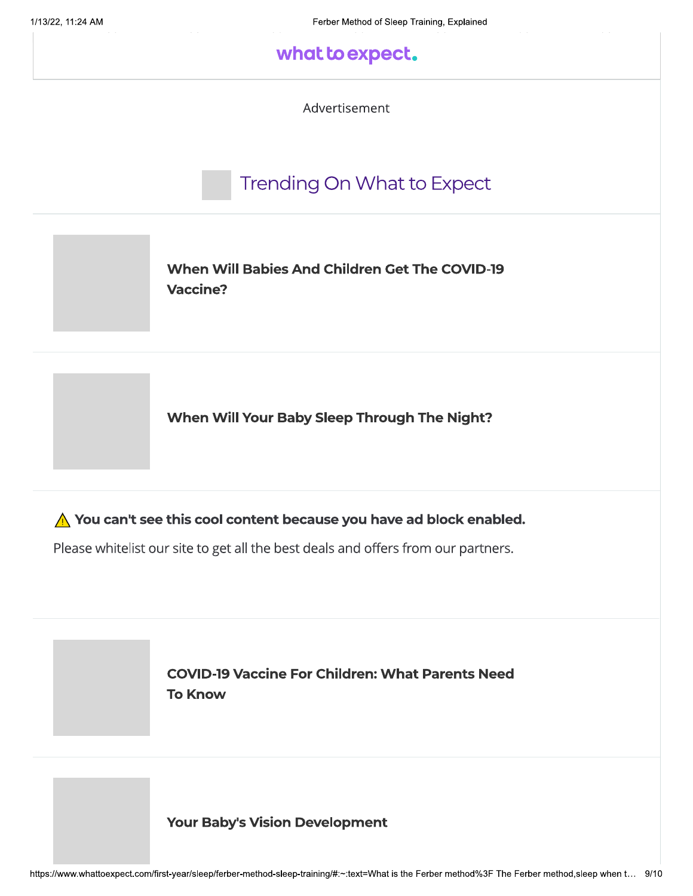what to expect.

Advertisement

## Trending On What to Expect

**When Will Babies And Children Get The COVID-19 Vaccine?**

**When Will Your Baby Sleep Through The Night?**

⚠ **You can't see this cool content because you have ad block enabled.**

Please whitelist our site to get all the best deals and offers from our partners.

**COVID-19 Vaccine For Children: What Parents Need To Know**

**Your Baby's Vision Development**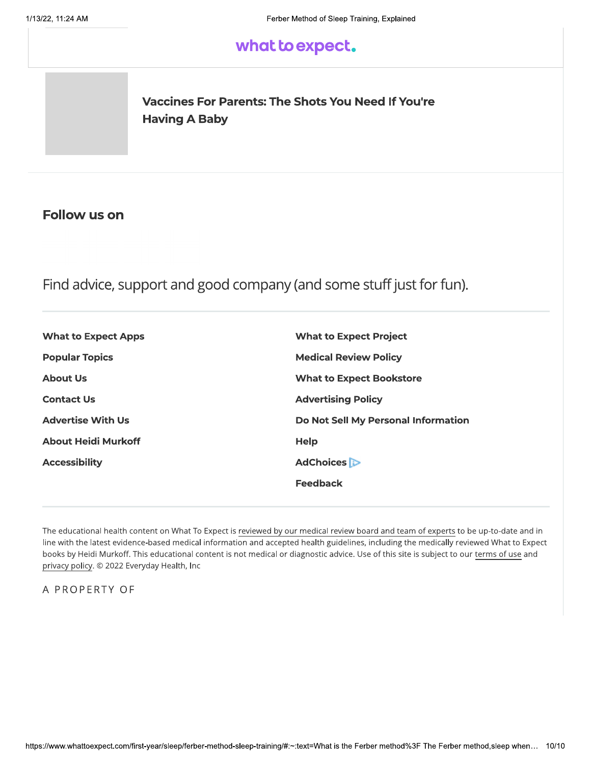what to expect.

**Vaccines For Parents: The Shots You Need If You're Having A Baby**

## Follow us on

Find advice, support and good company (and some stuff just for fun).

**What to Expect Apps**

**Popular Topics**

**About Us**

**Contact Us**

**Advertise With Us**

**About Heidi Murkoff**

**Accessibility**

**What to Expect Project**

**Medical Review Policy**

**What to Expect Bookstore**

**Advertising Policy**

**Do Not Sell My Personal Information**

**Help**

**AdChoices**

**Feedback**

The educational health content on What To Expect is reviewed by our medical review board and team of experts to be up-to-date and in line with the latest evidence-based medical information and accepted health guidelines, including the medically reviewed What to Expect books by Heidi Murkoff. This educational content is not medical or diagnostic advice. Use of this site is subject to our terms of use and privacy policy. © 2022 Everyday Health, Inc

A PROPERTY OF